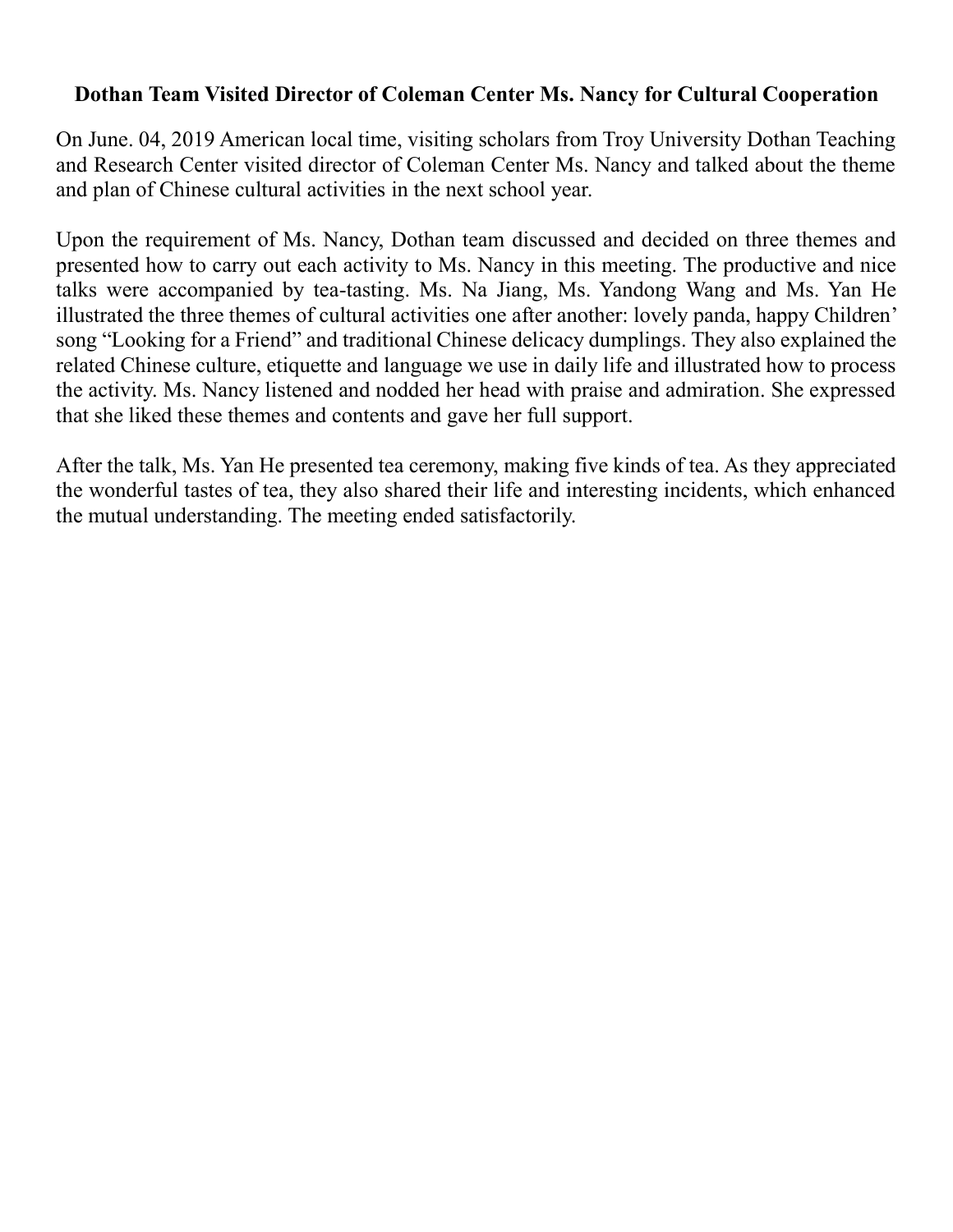# Dothan Team Visited Director of Coleman Center Ms. Nancy for Cultural Cooperation

On June. 04, 2019 American local time, visiting scholars from Troy University Dothan Teaching and Research Center visited director of Coleman Center Ms. Nancy and talked about the theme and plan of Chinese cultural activities in the next school year.

Upon the requirement of Ms. Nancy, Dothan team discussed and decided on three themes and presented how to carry out each activity to Ms. Nancy in this meeting. The productive and nice talks were accompanied by tea-tasting. Ms. Na Jiang, Ms. Yandong Wang and Ms. Yan He illustrated the three themes of cultural activities one after another: lovely panda, happy Children' song "Looking for a Friend" and traditional Chinese delicacy dumplings. They also explained the related Chinese culture, etiquette and language we use in daily life and illustrated how to process the activity. Ms. Nancy listened and nodded her head with praise and admiration. She expressed that she liked these themes and contents and gave her full support.

After the talk, Ms. Yan He presented tea ceremony, making five kinds of tea. As they appreciated the wonderful tastes of tea, they also shared their life and interesting incidents, which enhanced the mutual understanding. The meeting ended satisfactorily.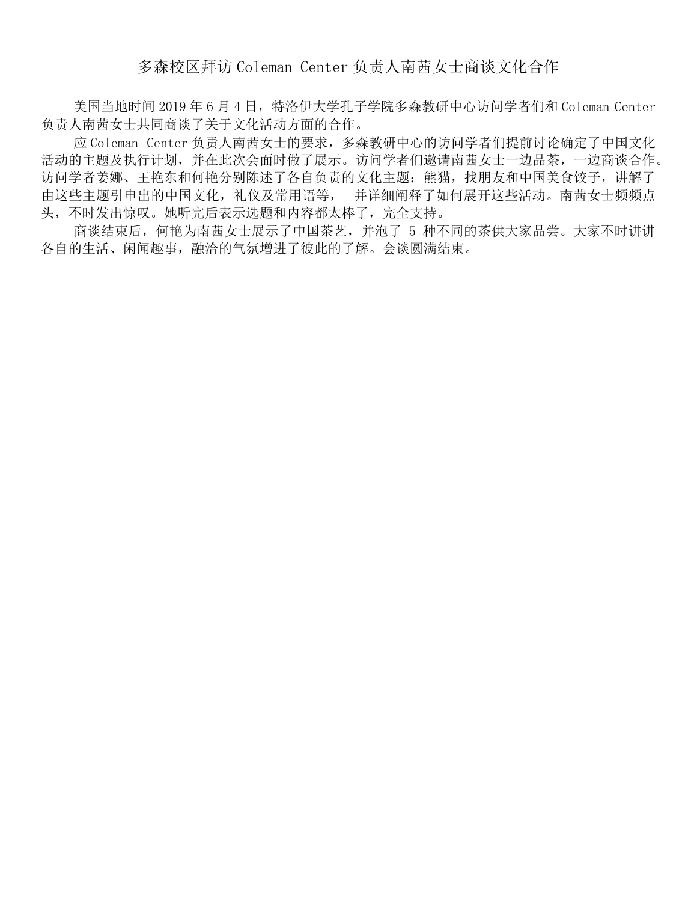# 多森校区拜访 Coleman Center 负责人南茜女士商谈文化合作

美国当地时间 2019 年 6 月 4 日，特洛伊大学孔子学院多森教研中心访问学者们和 Coleman Center 负责人南茜女士共同商谈了关于文化活动方面的合作。

应 Coleman Center 负责人南茜女士的要求，多森教研中心的访问学者们提前讨论确定了中国文化活动的主题及执行计划，并在此次会面时做了展示。访问学者们邀请南茜女士一边品茶，一边商谈合作。访问学者姜娜、王艳东和何艳分别陈述了各自负责的文化主题：熊猫，找朋友和中国美食饺子，讲解了由这些主题引申出的中国文化，礼仪及常用语等， 并详细阐释了如何展开这些活动。南茜女士频频点头，不时发出惊叹。她听完后表示选题和内容都太棒了，完全支持。

商谈结束后，何艳为南茜女士展示了中国茶艺，并泡了 5 种不同的茶供大家品尝。大家不时讲讲各自的生活、闲闻趣事，融洽的气氛增进了彼此的了解。会谈圆满结束。